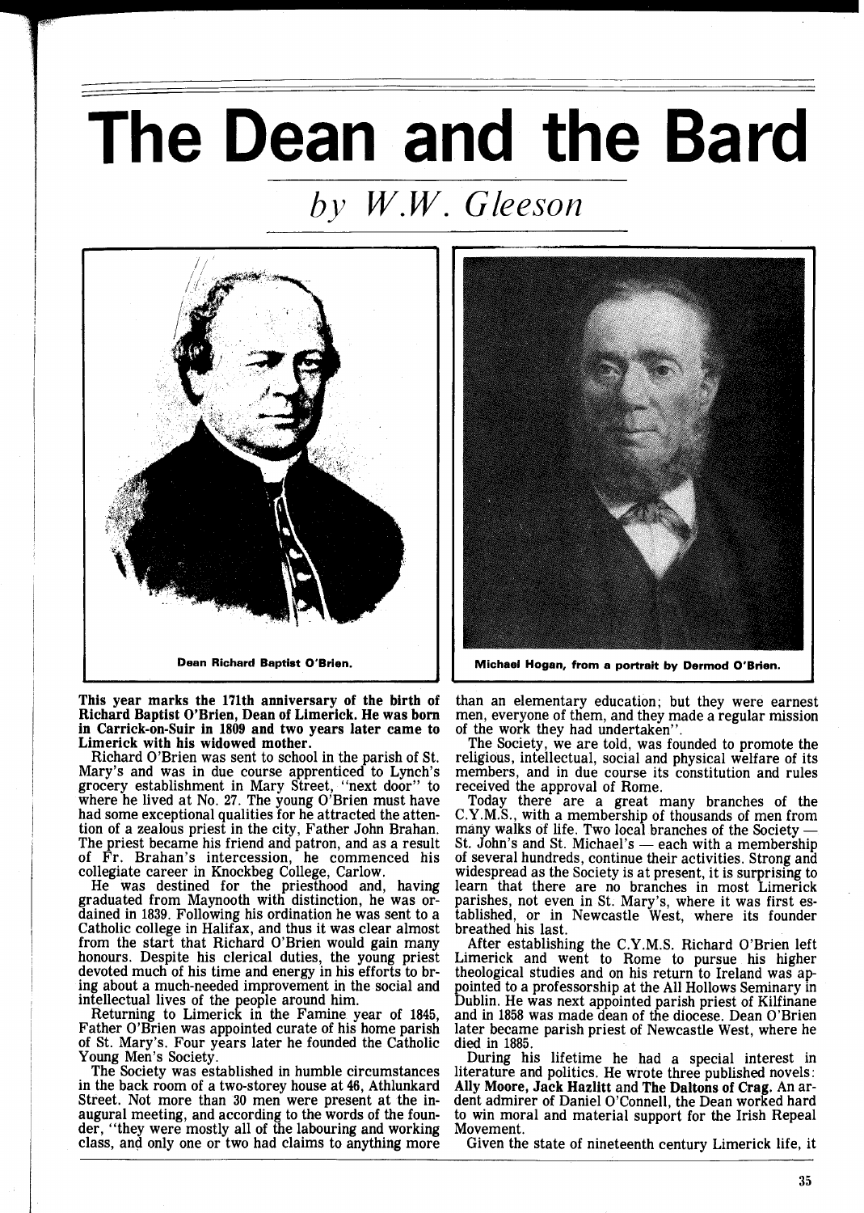# The Dean and the Bard

*by W.W. Gleeson*

Dean Richard Baptist O'Brien.

Michael Hogan, from a portrait by Dermod O'Brien.

**This year marks the 171th anniversary of the birth of Richard Baptist O'Brien, Dean of Limerick. He was born in Carrick-on-Suir in 1809 and two years later came to Limerick with his widowed mother.**

Richard O'Brien was sent to school in the parish of St. Mary's and was in due course apprenticed to Lynch's grocery establishment in Mary Street, "next door" to where he lived at No. 27. The young O'Brien must have had some exceptional qualities for he attracted the attention of a zealous priest in the city, Father John Brahan. The priest became his friend and patron, and as a result of Fr. Brahan's intercession, he commenced his collegiate career in Knockbeg College, Carlow.

He was destined for the priesthood and, having graduated from Maynooth with distinction, he was ordained in 1839. Following his ordination he was sent to a Catholic college in Halifax, and thus it was clear almost from the start that Richard O'Brien would gain many honours. Despite his clerical duties, the young priest devoted much of his time and energy in his efforts to bring about a much-needed improvement in the social and intellectual lives of the people around him.

Returning to Limerick in the Famine year of 1845, Father O'Brien was appointed curate of his home parish of St. Mary's. Four years later he founded the Catholic Young Men's Society.

The Society was established in humble circumstances in the back room of a two-storey house at 46, Athlunkard Street. Not more than 30 men were present at the inaugural meeting, and according to the words of the founder, "they were mostly all of the labouring and working class, and only one or two had claims to anything more than an elementary education; but they were earnest men, everyone of them, and they made a regular mission of the work they had undertaken".

The Society, we are told, was founded to promote the religious, intellectual, social and physical welfare of its members, and in due course its constitution and rules received the approval of Rome.

Today there are a great many branches of the C.Y.M.S., with a membership of thousands of men from many walks of life. Two local branches of the Society — St. John's and St. Michael's — each with a membership of several hundreds, continue their activities. Strong and widespread as the Society is at present, it is surprising to learn that there are no branches in most Limerick parishes, not even in St. Mary's, where it was first established, or in Newcastle West, where its founder breathed his last.

After establishing the C.Y.M.S. Richard O'Brien left Limerick and went to Rome to pursue his higher theological studies and on his return to Ireland was appointed to a professorship at the All Hollows Seminary in Dublin. He was next appointed parish priest of Kilfinane and in 1858 was made dean of the diocese. Dean O'Brien later became parish priest of Newcastle West, where he died in 1885.

During his lifetime he had a special interest in literature and politics. He wrote three published novels: **Ally Moore, Jack Hazlitt** and **The Daltons of Crag.** An ardent admirer of Daniel O'Connell, the Dean worked hard to win moral and material support for the Irish Repeal Movement.

Given the state of nineteenth century Limerick life, it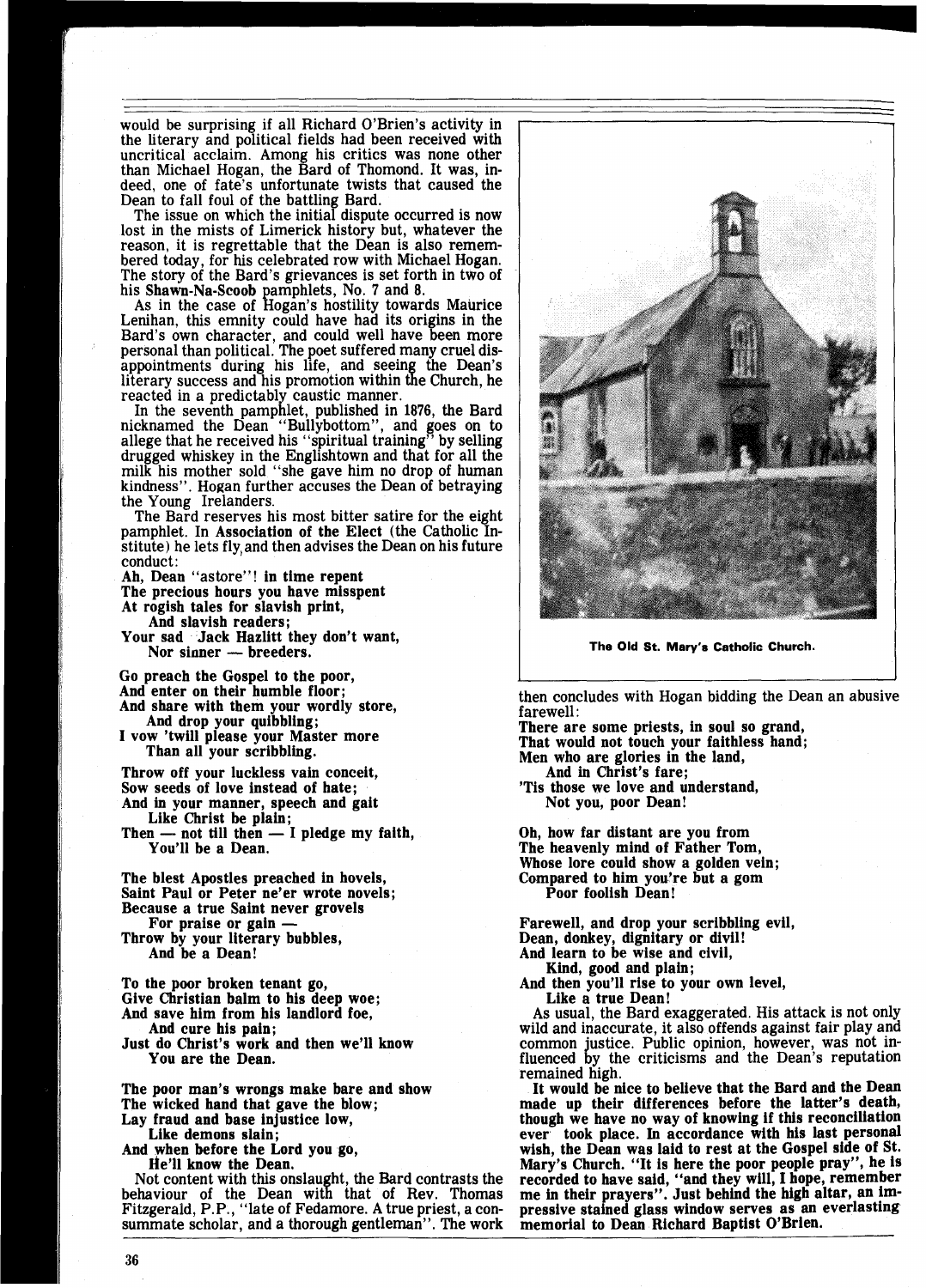would be surprising if all Richard O'Brien's activity in the literary and political fields had been received with uncritical acclaim. Among his critics was none other than Michael Hogan, the Bard of Thomond. It was, indeed, one of fate's unfortunate twists that caused the Dean to fall foul of the battling Bard.

The issue on which the initial dispute occurred is now lost in the mists of Limerick history but, whatever the reason, it is regrettable that the Dean is also remembered today, for his celebrated row with Michael Hogan. The story of the Bard's grievances is set forth in two of his **Shawn-Na-Scoob** pamphlets, No. 7 and 8.

As in the case of Hogan's hostility towards Maurice Lenihan, this emnity could have had its origins in the Bard's own character, and could well have been more personal than political. The poet suffered many cruel disappointments during his life, and seeing the Dean's literary success and his promotion within the Church, he reacted in a predictably caustic manner.

In the seventh pamphlet, published in 1876, the Bard nicknamed the Dean "Bullybottom", and goes on to allege that he received his "spiritual training" by selling drugged whiskey in the Englishtown and that for all the milk his mother sold "she gave him no drop of human kindness". Hogan further accuses the Dean of betraying the Young Irelanders.

The Bard reserves his most bitter satire for the eight pamphlet. In **Association of the Elect** (the Catholic Institute) he lets fly, and then advises the Dean on his future conduct:

**Ah, Dean "astore"! in time repent**
**The precious hours you have misspent**
**At rogish tales for slavish print,**
**And slavish readers;**
**Your sad Jack Hazlitt they don't want,**
**Nor sinner — breeders.**

**Go preach the Gospel to the poor,**
**And enter on their humble floor;**
**And share with them your wordly store,**
**And drop your quibbling;**
**I vow 'twill please your Master more**
**Than all your scribbling.**

**Throw off your luckless vain conceit,**
**Sow seeds of love instead of hate;**
**And in your manner, speech and gait**
**Like Christ be plain;**
**Then — not till then — I pledge my faith,**
**You'll be a Dean.**

**The blest Apostles preached in hovels,**
**Saint Paul or Peter ne'er wrote novels;**
**Because a true Saint never grovels**
**For praise or gain —**
**Throw by your literary bubbles,**
**And be a Dean!**

**To the poor broken tenant go,**
**Give Christian balm to his deep woe;**
**And save him from his landlord foe,**
**And cure his pain;**
**Just do Christ's work and then we'll know**
**You are the Dean.**

**The poor man's wrongs make bare and show**
**The wicked hand that gave the blow;**
**Lay fraud and base injustice low,**
**Like demons slain;**
**And when before the Lord you go,**
**He'll know the Dean.**

Not content with this onslaught, the Bard contrasts the behaviour of the Dean with that of Rev. Thomas Fitzgerald, P.P., "late of Fedamore. A true priest, a consummate scholar, and a thorough gentleman". The work then concludes with Hogan bidding the Dean an abusive farewell:

**The Old St. Mary's Catholic Church.**

**There are some priests, in soul so grand,**
**That would not touch your faithless hand;**
**Men who are glories in the land,**
**And in Christ's fare;**
**'Tis those we love and understand,**
**Not you, poor Dean!**

**Oh, how far distant are you from**
**The heavenly mind of Father Tom,**
**Whose lore could show a golden vein;**
**Compared to him you're but a gom**
**Poor foolish Dean!**

**Farewell, and drop your scribbling evil,**
**Dean, donkey, dignitary or divil!**
**And learn to be wise and civil,**
**Kind, good and plain;**
**And then you'll rise to your own level,**
**Like a true Dean!**

As usual, the Bard exaggerated. His attack is not only wild and inaccurate, it also offends against fair play and common justice. Public opinion, however, was not influenced by the criticisms and the Dean's reputation remained high.

**It would be nice to believe that the Bard and the Dean made up their differences before the latter's death, though we have no way of knowing if this reconciliation ever took place. In accordance with his last personal wish, the Dean was laid to rest at the Gospel side of St. Mary's Church. "It is here the poor people pray", he is recorded to have said, "and they will, I hope, remember me in their prayers". Just behind the high altar, an impressive stained glass window serves as an everlasting memorial to Dean Richard Baptist O'Brien.**